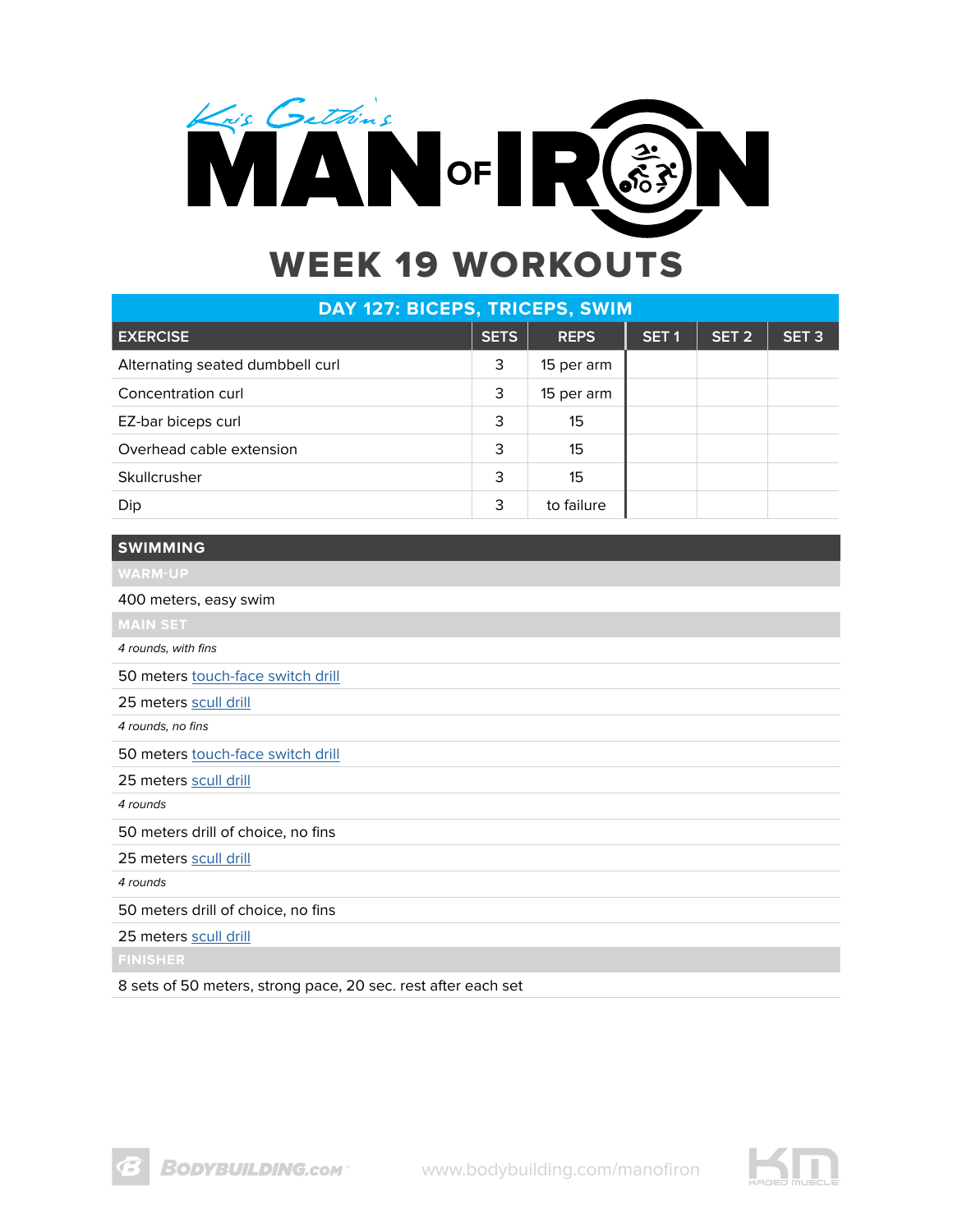# Kris Gethin's MAN OF IRON

## WEEK 19 WORKOUTS

### DAY 127: BICEPS, TRICEPS, SWIM

| EXERCISE | SETS | REPS | SET 1 | SET 2 | SET 3 |
|---|---|---|---|---|---|
| Alternating seated dumbbell curl | 3 | 15 per arm | | | |
| Concentration curl | 3 | 15 per arm | | | |
| EZ-bar biceps curl | 3 | 15 | | | |
| Overhead cable extension | 3 | 15 | | | |
| Skullcrusher | 3 | 15 | | | |
| Dip | 3 | to failure | | | |

### SWIMMING

**WARM-UP**

400 meters, easy swim

**MAIN SET**

*4 rounds, with fins*

50 meters touch-face switch drill

25 meters scull drill

*4 rounds, no fins*

50 meters touch-face switch drill

25 meters scull drill

*4 rounds*

50 meters drill of choice, no fins

25 meters scull drill

*4 rounds*

50 meters drill of choice, no fins

25 meters scull drill

**FINISHER**

8 sets of 50 meters, strong pace, 20 sec. rest after each set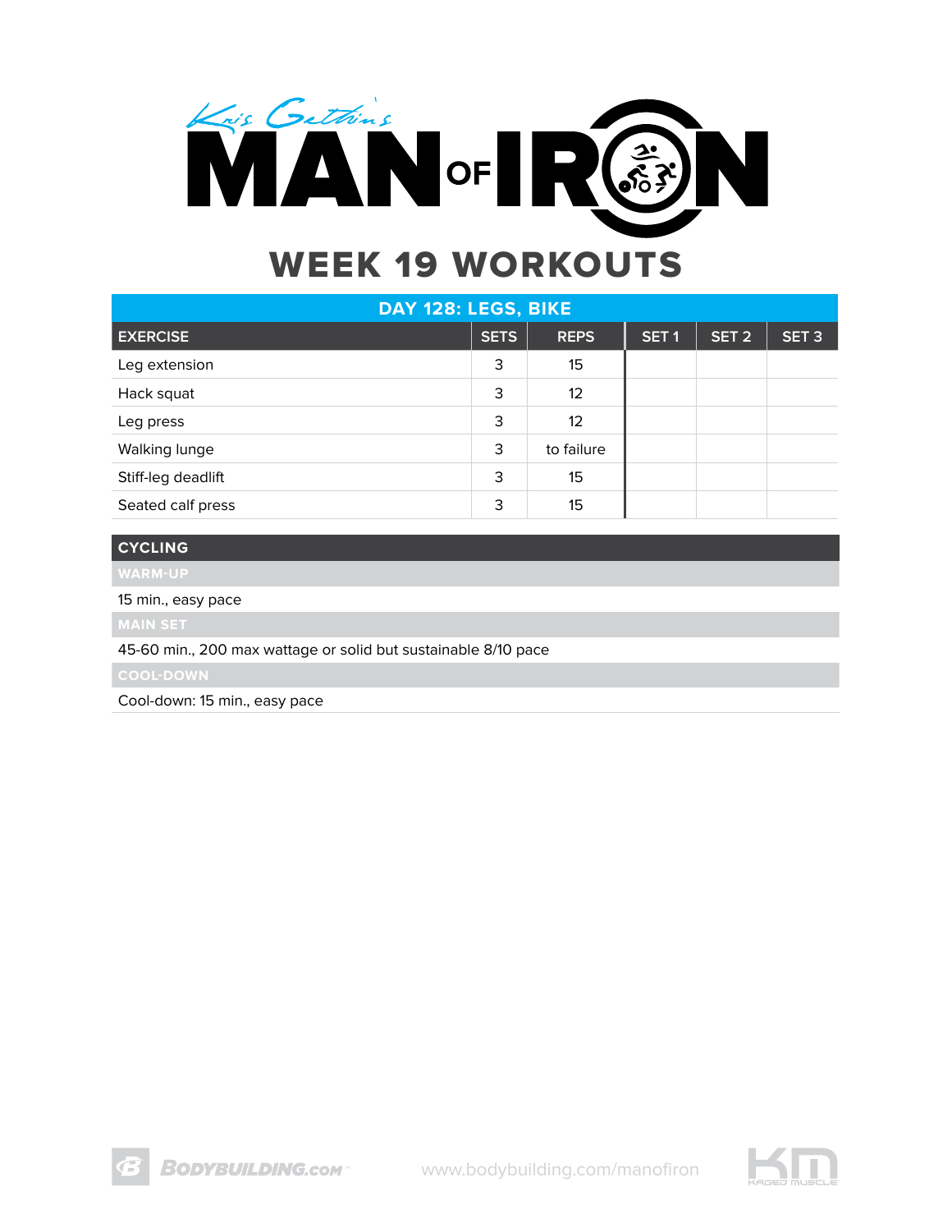# Kris Gethin's MAN OF IRON

## WEEK 19 WORKOUTS

### DAY 128: LEGS, BIKE

| EXERCISE | SETS | REPS | SET 1 | SET 2 | SET 3 |
|---|---|---|---|---|---|
| Leg extension | 3 | 15 | | | |
| Hack squat | 3 | 12 | | | |
| Leg press | 3 | 12 | | | |
| Walking lunge | 3 | to failure | | | |
| Stiff-leg deadlift | 3 | 15 | | | |
| Seated calf press | 3 | 15 | | | |

### CYCLING

**WARM-UP**

15 min., easy pace

**MAIN SET**

45-60 min., 200 max wattage or solid but sustainable 8/10 pace

**COOL-DOWN**

Cool-down: 15 min., easy pace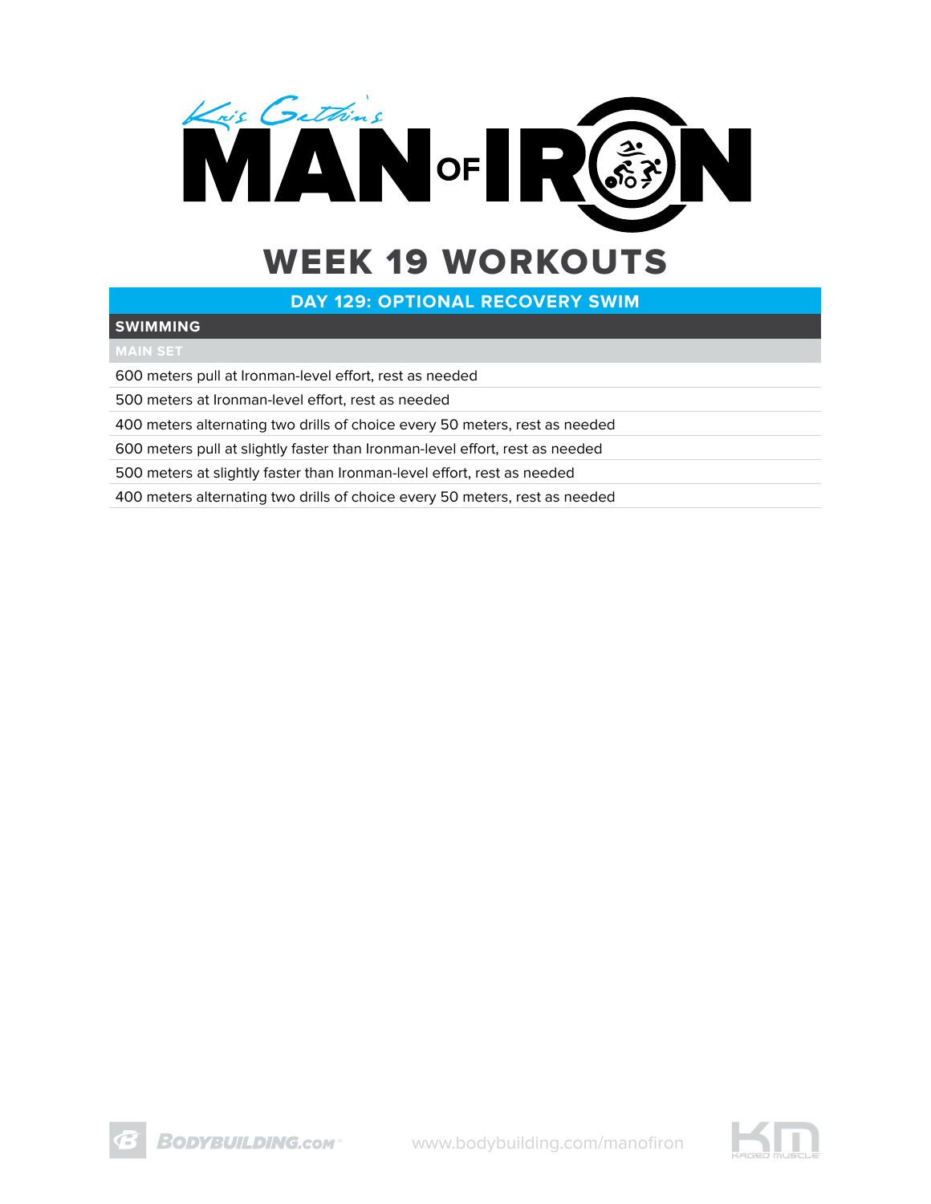# Kris Gethin's MAN OF IRON

## WEEK 19 WORKOUTS

### DAY 129: OPTIONAL RECOVERY SWIM

**SWIMMING**

**MAIN SET**

- 600 meters pull at Ironman-level effort, rest as needed
- 500 meters at Ironman-level effort, rest as needed
- 400 meters alternating two drills of choice every 50 meters, rest as needed
- 600 meters pull at slightly faster than Ironman-level effort, rest as needed
- 500 meters at slightly faster than Ironman-level effort, rest as needed
- 400 meters alternating two drills of choice every 50 meters, rest as needed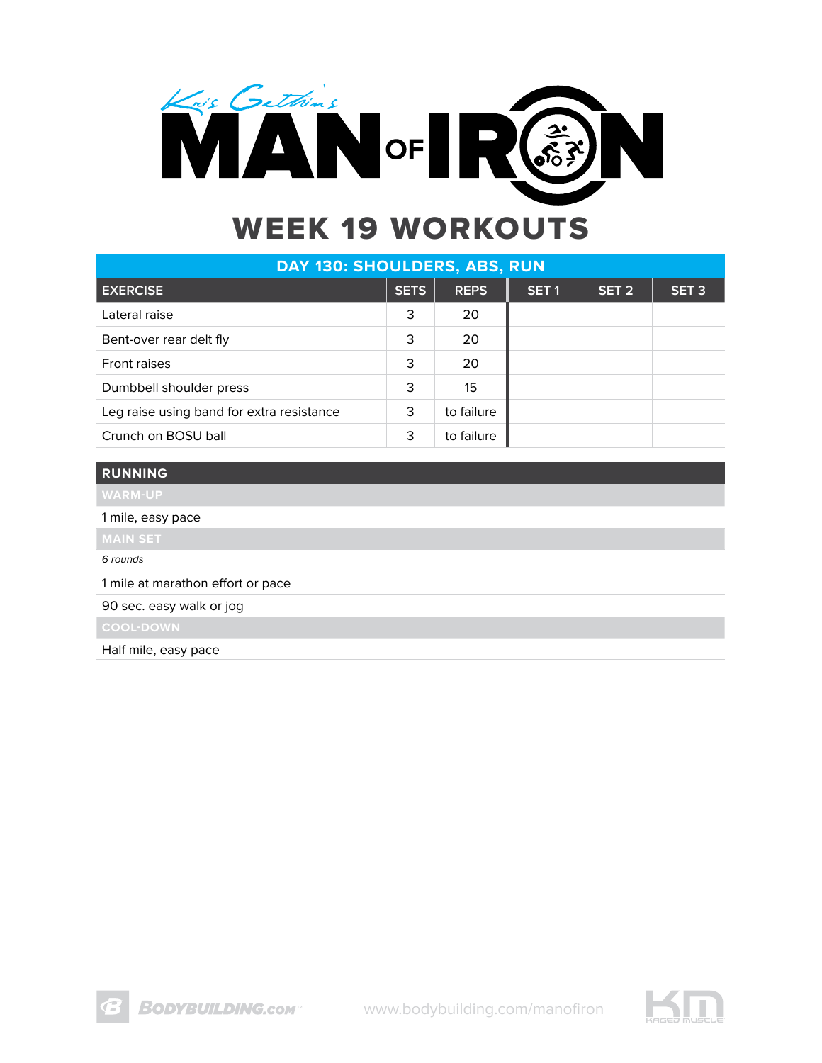# Kris Gethin's MAN OF IRON

## WEEK 19 WORKOUTS

| DAY 130: SHOULDERS, ABS, RUN | | | | | |
|---|---|---|---|---|---|
| **EXERCISE** | **SETS** | **REPS** | **SET 1** | **SET 2** | **SET 3** |
| Lateral raise | 3 | 20 | | | |
| Bent-over rear delt fly | 3 | 20 | | | |
| Front raises | 3 | 20 | | | |
| Dumbbell shoulder press | 3 | 15 | | | |
| Leg raise using band for extra resistance | 3 | to failure | | | |
| Crunch on BOSU ball | 3 | to failure | | | |

### RUNNING

**WARM-UP**

1 mile, easy pace

**MAIN SET**

*6 rounds*

1 mile at marathon effort or pace

90 sec. easy walk or jog

**COOL-DOWN**

Half mile, easy pace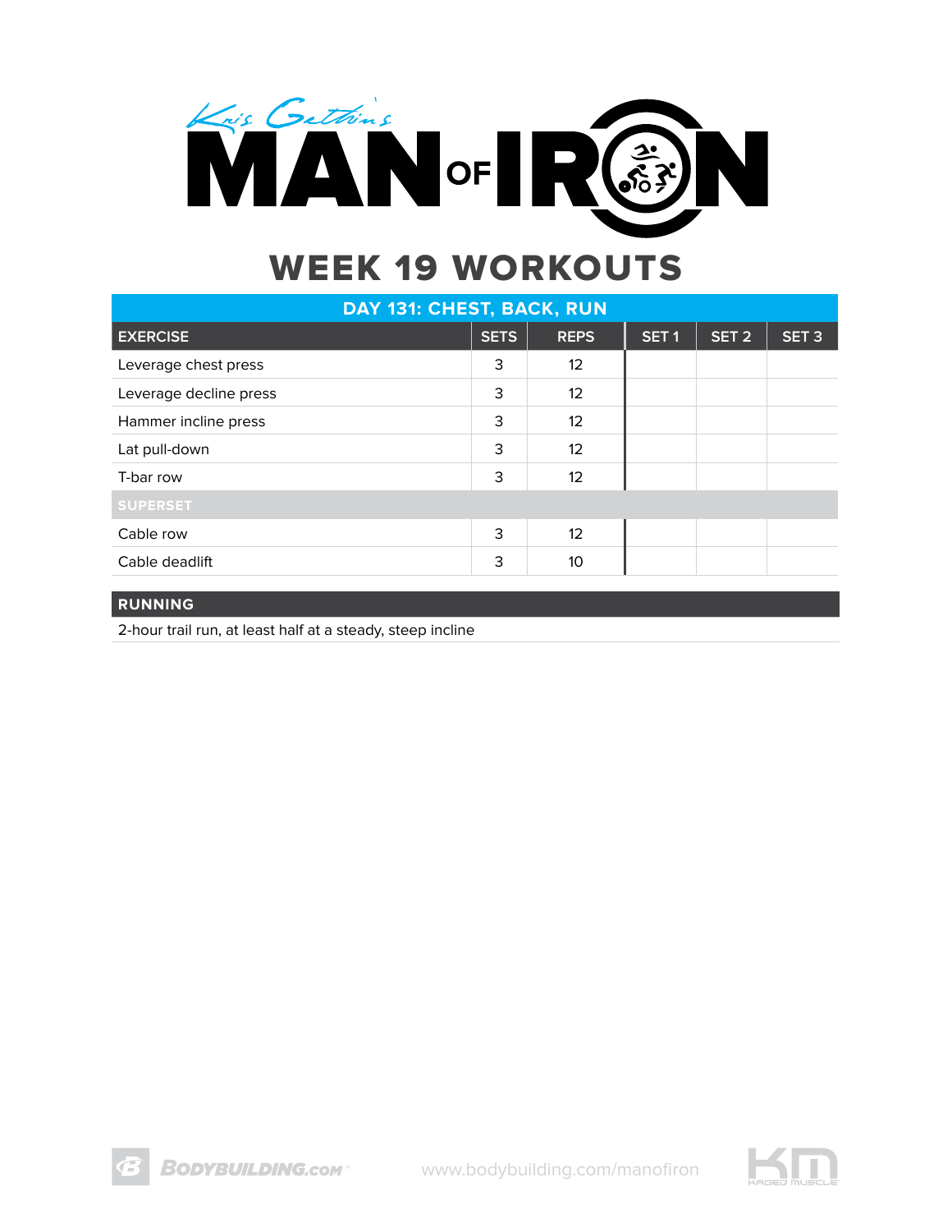# Kris Gethin's MAN OF IRON

## WEEK 19 WORKOUTS

| DAY 131: CHEST, BACK, RUN | | | | | |
|---|---|---|---|---|---|
| **EXERCISE** | **SETS** | **REPS** | **SET 1** | **SET 2** | **SET 3** |
| Leverage chest press | 3 | 12 | | | |
| Leverage decline press | 3 | 12 | | | |
| Hammer incline press | 3 | 12 | | | |
| Lat pull-down | 3 | 12 | | | |
| T-bar row | 3 | 12 | | | |
| **SUPERSET** | | | | | |
| Cable row | 3 | 12 | | | |
| Cable deadlift | 3 | 10 | | | |

| RUNNING |
|---|
| 2-hour trail run, at least half at a steady, steep incline |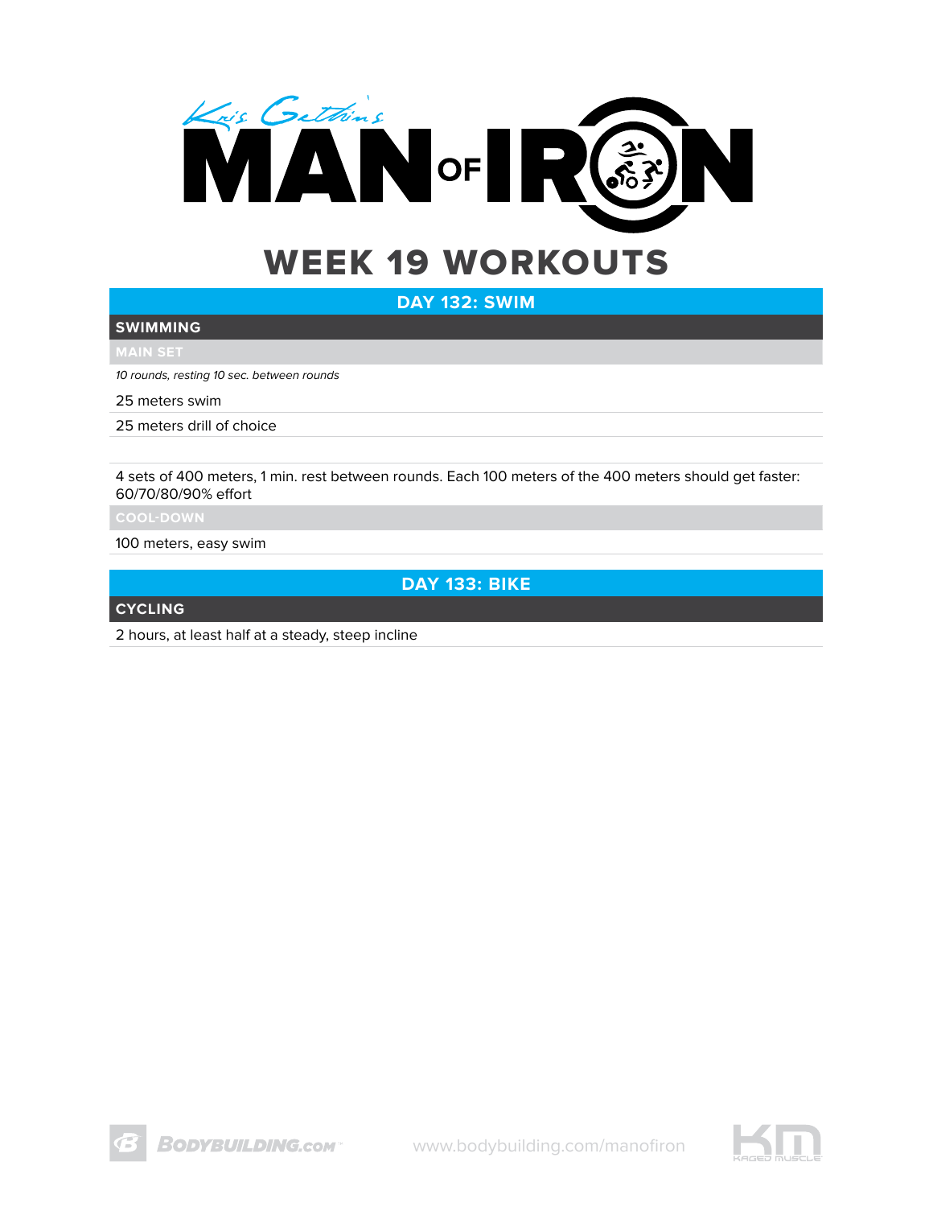Kris Gethin's

# MAN OF IRON

## WEEK 19 WORKOUTS

### DAY 132: SWIM

**SWIMMING**

**MAIN SET**

*10 rounds, resting 10 sec. between rounds*

25 meters swim

25 meters drill of choice

4 sets of 400 meters, 1 min. rest between rounds. Each 100 meters of the 400 meters should get faster: 60/70/80/90% effort

**COOL-DOWN**

100 meters, easy swim

### DAY 133: BIKE

**CYCLING**

2 hours, at least half at a steady, steep incline